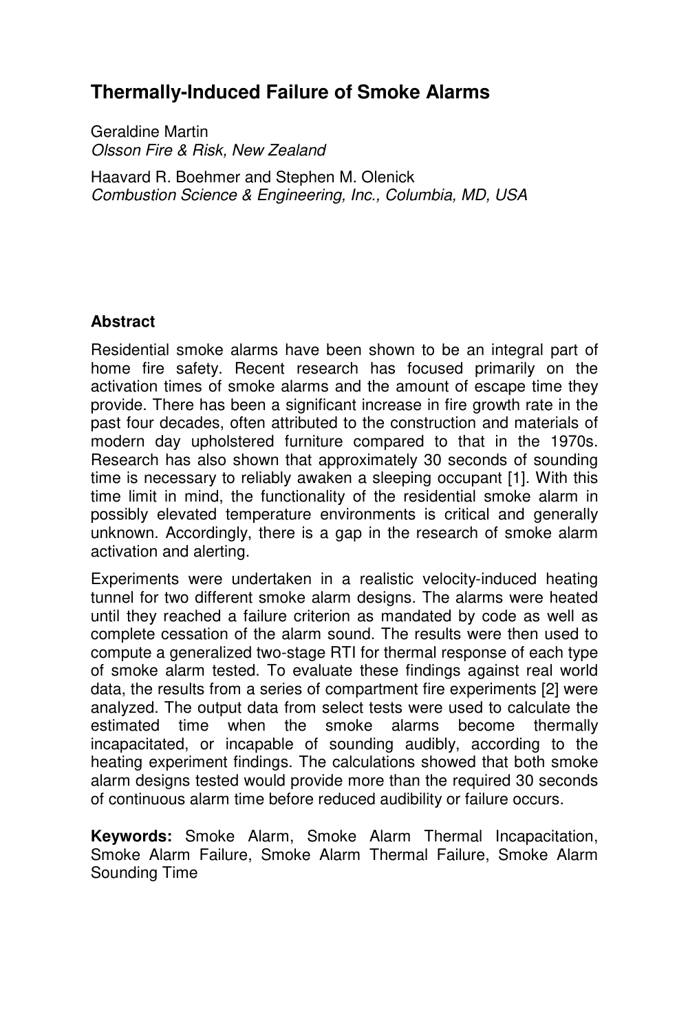# Thermally-Induced Failure of Smoke Alarms

Geraldine Martin
*Olsson Fire & Risk, New Zealand*

Haavard R. Boehmer and Stephen M. Olenick
*Combustion Science & Engineering, Inc., Columbia, MD, USA*

## Abstract

Residential smoke alarms have been shown to be an integral part of home fire safety. Recent research has focused primarily on the activation times of smoke alarms and the amount of escape time they provide. There has been a significant increase in fire growth rate in the past four decades, often attributed to the construction and materials of modern day upholstered furniture compared to that in the 1970s. Research has also shown that approximately 30 seconds of sounding time is necessary to reliably awaken a sleeping occupant [1]. With this time limit in mind, the functionality of the residential smoke alarm in possibly elevated temperature environments is critical and generally unknown. Accordingly, there is a gap in the research of smoke alarm activation and alerting.

Experiments were undertaken in a realistic velocity-induced heating tunnel for two different smoke alarm designs. The alarms were heated until they reached a failure criterion as mandated by code as well as complete cessation of the alarm sound. The results were then used to compute a generalized two-stage RTI for thermal response of each type of smoke alarm tested. To evaluate these findings against real world data, the results from a series of compartment fire experiments [2] were analyzed. The output data from select tests were used to calculate the estimated time when the smoke alarms become thermally incapacitated, or incapable of sounding audibly, according to the heating experiment findings. The calculations showed that both smoke alarm designs tested would provide more than the required 30 seconds of continuous alarm time before reduced audibility or failure occurs.

**Keywords:** Smoke Alarm, Smoke Alarm Thermal Incapacitation, Smoke Alarm Failure, Smoke Alarm Thermal Failure, Smoke Alarm Sounding Time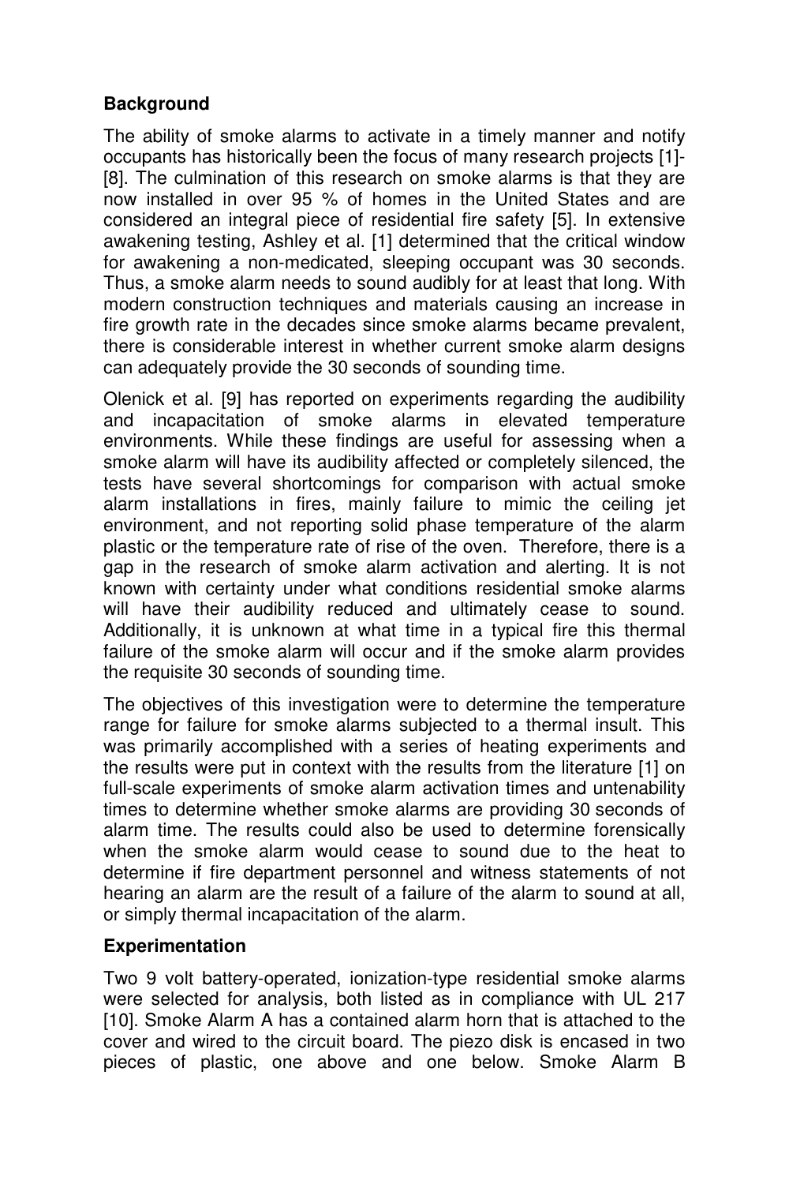## Background

The ability of smoke alarms to activate in a timely manner and notify occupants has historically been the focus of many research projects [1]-[8]. The culmination of this research on smoke alarms is that they are now installed in over 95 % of homes in the United States and are considered an integral piece of residential fire safety [5]. In extensive awakening testing, Ashley et al. [1] determined that the critical window for awakening a non-medicated, sleeping occupant was 30 seconds. Thus, a smoke alarm needs to sound audibly for at least that long. With modern construction techniques and materials causing an increase in fire growth rate in the decades since smoke alarms became prevalent, there is considerable interest in whether current smoke alarm designs can adequately provide the 30 seconds of sounding time.

Olenick et al. [9] has reported on experiments regarding the audibility and incapacitation of smoke alarms in elevated temperature environments. While these findings are useful for assessing when a smoke alarm will have its audibility affected or completely silenced, the tests have several shortcomings for comparison with actual smoke alarm installations in fires, mainly failure to mimic the ceiling jet environment, and not reporting solid phase temperature of the alarm plastic or the temperature rate of rise of the oven. Therefore, there is a gap in the research of smoke alarm activation and alerting. It is not known with certainty under what conditions residential smoke alarms will have their audibility reduced and ultimately cease to sound. Additionally, it is unknown at what time in a typical fire this thermal failure of the smoke alarm will occur and if the smoke alarm provides the requisite 30 seconds of sounding time.

The objectives of this investigation were to determine the temperature range for failure for smoke alarms subjected to a thermal insult. This was primarily accomplished with a series of heating experiments and the results were put in context with the results from the literature [1] on full-scale experiments of smoke alarm activation times and untenability times to determine whether smoke alarms are providing 30 seconds of alarm time. The results could also be used to determine forensically when the smoke alarm would cease to sound due to the heat to determine if fire department personnel and witness statements of not hearing an alarm are the result of a failure of the alarm to sound at all, or simply thermal incapacitation of the alarm.

## Experimentation

Two 9 volt battery-operated, ionization-type residential smoke alarms were selected for analysis, both listed as in compliance with UL 217 [10]. Smoke Alarm A has a contained alarm horn that is attached to the cover and wired to the circuit board. The piezo disk is encased in two pieces of plastic, one above and one below. Smoke Alarm B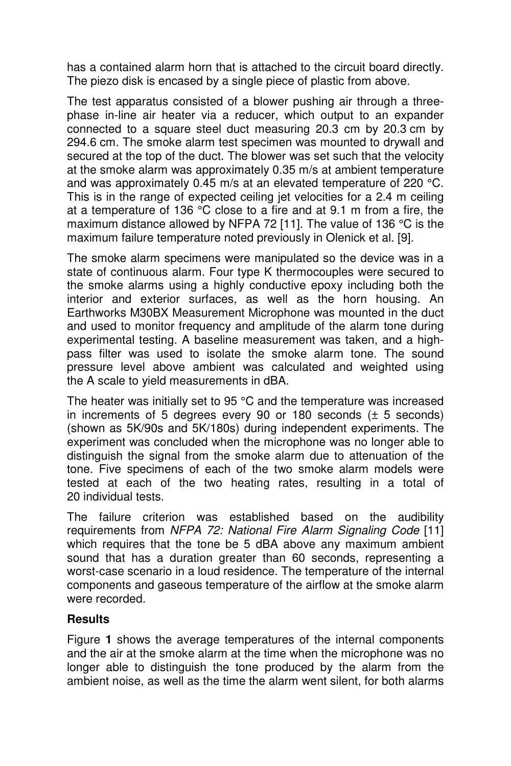has a contained alarm horn that is attached to the circuit board directly. The piezo disk is encased by a single piece of plastic from above.

The test apparatus consisted of a blower pushing air through a three-phase in-line air heater via a reducer, which output to an expander connected to a square steel duct measuring 20.3 cm by 20.3 cm by 294.6 cm. The smoke alarm test specimen was mounted to drywall and secured at the top of the duct. The blower was set such that the velocity at the smoke alarm was approximately 0.35 m/s at ambient temperature and was approximately 0.45 m/s at an elevated temperature of 220 °C. This is in the range of expected ceiling jet velocities for a 2.4 m ceiling at a temperature of 136 °C close to a fire and at 9.1 m from a fire, the maximum distance allowed by NFPA 72 [11]. The value of 136 °C is the maximum failure temperature noted previously in Olenick et al. [9].

The smoke alarm specimens were manipulated so the device was in a state of continuous alarm. Four type K thermocouples were secured to the smoke alarms using a highly conductive epoxy including both the interior and exterior surfaces, as well as the horn housing. An Earthworks M30BX Measurement Microphone was mounted in the duct and used to monitor frequency and amplitude of the alarm tone during experimental testing. A baseline measurement was taken, and a high-pass filter was used to isolate the smoke alarm tone. The sound pressure level above ambient was calculated and weighted using the A scale to yield measurements in dBA.

The heater was initially set to 95 °C and the temperature was increased in increments of 5 degrees every 90 or 180 seconds (± 5 seconds) (shown as 5K/90s and 5K/180s) during independent experiments. The experiment was concluded when the microphone was no longer able to distinguish the signal from the smoke alarm due to attenuation of the tone. Five specimens of each of the two smoke alarm models were tested at each of the two heating rates, resulting in a total of 20 individual tests.

The failure criterion was established based on the audibility requirements from *NFPA 72: National Fire Alarm Signaling Code* [11] which requires that the tone be 5 dBA above any maximum ambient sound that has a duration greater than 60 seconds, representing a worst-case scenario in a loud residence. The temperature of the internal components and gaseous temperature of the airflow at the smoke alarm were recorded.

## Results

Figure **1** shows the average temperatures of the internal components and the air at the smoke alarm at the time when the microphone was no longer able to distinguish the tone produced by the alarm from the ambient noise, as well as the time the alarm went silent, for both alarms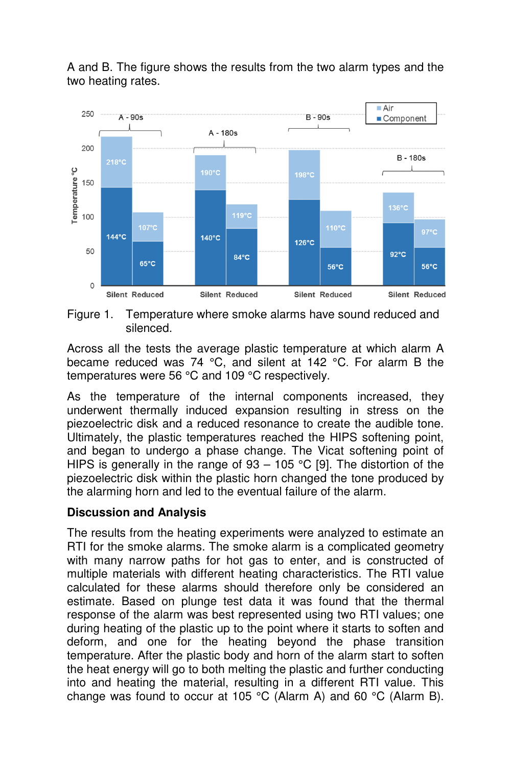A and B. The figure shows the results from the two alarm types and the two heating rates.

Figure 1. Temperature where smoke alarms have sound reduced and silenced.

Across all the tests the average plastic temperature at which alarm A became reduced was 74 °C, and silent at 142 °C. For alarm B the temperatures were 56 °C and 109 °C respectively.

As the temperature of the internal components increased, they underwent thermally induced expansion resulting in stress on the piezoelectric disk and a reduced resonance to create the audible tone. Ultimately, the plastic temperatures reached the HIPS softening point, and began to undergo a phase change. The Vicat softening point of HIPS is generally in the range of 93 – 105 °C [9]. The distortion of the piezoelectric disk within the plastic horn changed the tone produced by the alarming horn and led to the eventual failure of the alarm.

**Discussion and Analysis**

The results from the heating experiments were analyzed to estimate an RTI for the smoke alarms. The smoke alarm is a complicated geometry with many narrow paths for hot gas to enter, and is constructed of multiple materials with different heating characteristics. The RTI value calculated for these alarms should therefore only be considered an estimate. Based on plunge test data it was found that the thermal response of the alarm was best represented using two RTI values; one during heating of the plastic up to the point where it starts to soften and deform, and one for the heating beyond the phase transition temperature. After the plastic body and horn of the alarm start to soften the heat energy will go to both melting the plastic and further conducting into and heating the material, resulting in a different RTI value. This change was found to occur at 105 °C (Alarm A) and 60 °C (Alarm B).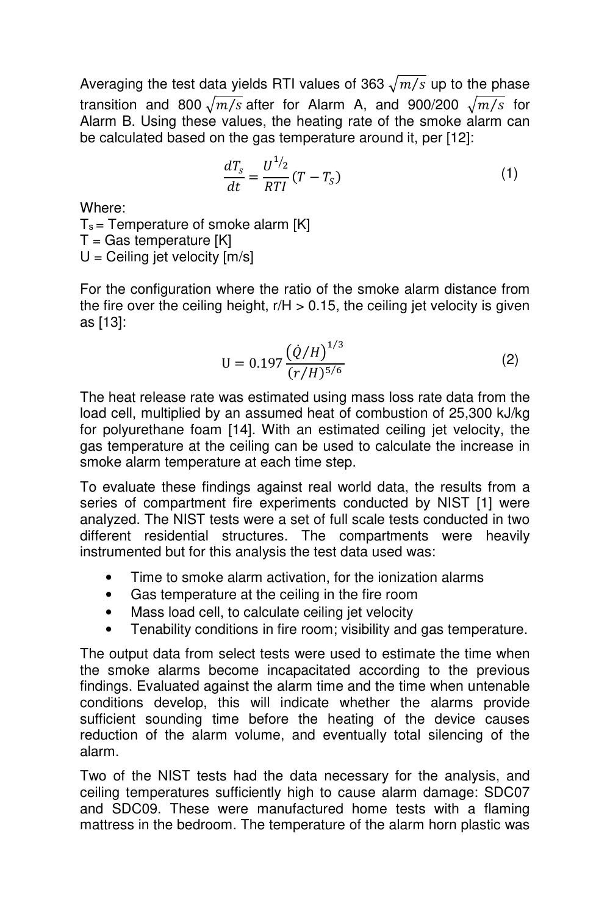Averaging the test data yields RTI values of 363 $\sqrt{m/s}$ up to the phase transition and 800 $\sqrt{m/s}$ after for Alarm A, and 900/200 $\sqrt{m/s}$ for Alarm B. Using these values, the heating rate of the smoke alarm can be calculated based on the gas temperature around it, per [12]:

$$\frac{dT_s}{dt} = \frac{U^{1/2}}{RTI}(T - T_S) \tag{1}$$

Where:

$T_s$ = Temperature of smoke alarm [K]
$T$ = Gas temperature [K]
$U$ = Ceiling jet velocity [m/s]

For the configuration where the ratio of the smoke alarm distance from the fire over the ceiling height, $r/H > 0.15$, the ceiling jet velocity is given as [13]:

$$\mathrm{U} = 0.197\frac{\left(\dot{Q}/H\right)^{1/3}}{(r/H)^{5/6}} \tag{2}$$

The heat release rate was estimated using mass loss rate data from the load cell, multiplied by an assumed heat of combustion of 25,300 kJ/kg for polyurethane foam [14]. With an estimated ceiling jet velocity, the gas temperature at the ceiling can be used to calculate the increase in smoke alarm temperature at each time step.

To evaluate these findings against real world data, the results from a series of compartment fire experiments conducted by NIST [1] were analyzed. The NIST tests were a set of full scale tests conducted in two different residential structures. The compartments were heavily instrumented but for this analysis the test data used was:

- Time to smoke alarm activation, for the ionization alarms
- Gas temperature at the ceiling in the fire room
- Mass load cell, to calculate ceiling jet velocity
- Tenability conditions in fire room; visibility and gas temperature.

The output data from select tests were used to estimate the time when the smoke alarms become incapacitated according to the previous findings. Evaluated against the alarm time and the time when untenable conditions develop, this will indicate whether the alarms provide sufficient sounding time before the heating of the device causes reduction of the alarm volume, and eventually total silencing of the alarm.

Two of the NIST tests had the data necessary for the analysis, and ceiling temperatures sufficiently high to cause alarm damage: SDC07 and SDC09. These were manufactured home tests with a flaming mattress in the bedroom. The temperature of the alarm horn plastic was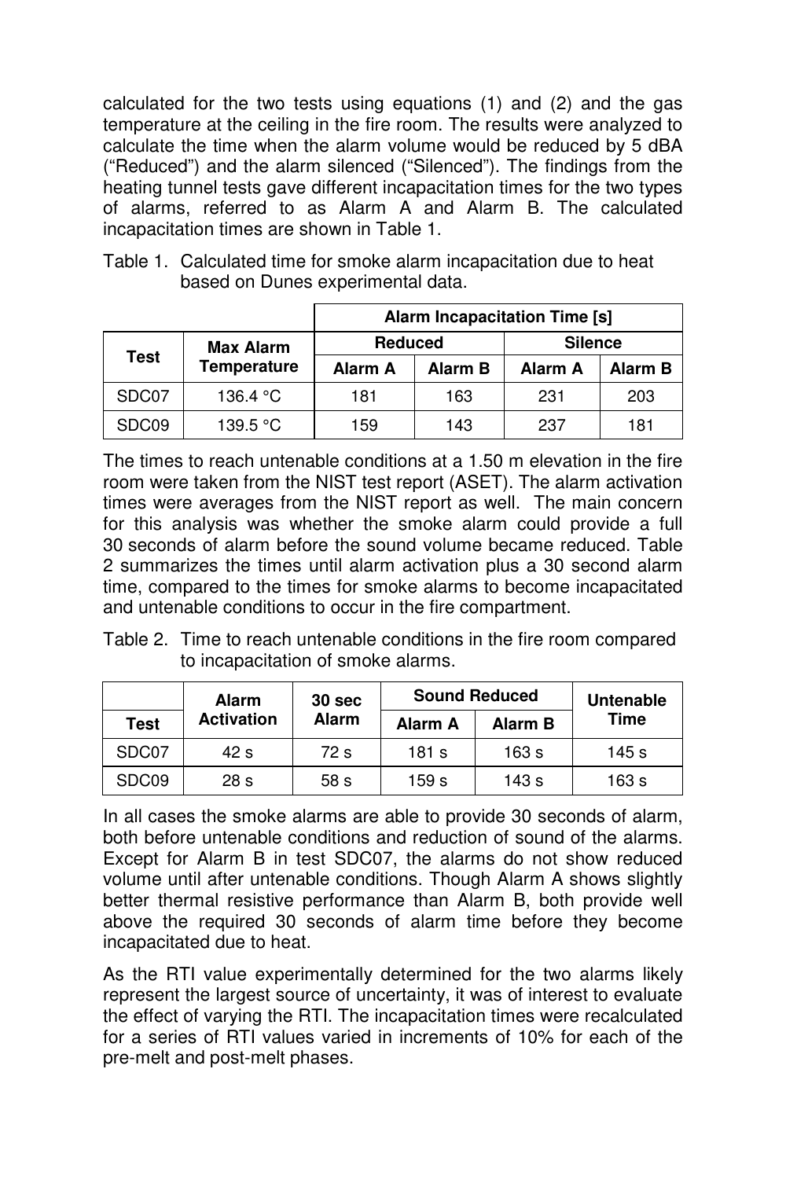calculated for the two tests using equations (1) and (2) and the gas temperature at the ceiling in the fire room. The results were analyzed to calculate the time when the alarm volume would be reduced by 5 dBA ("Reduced") and the alarm silenced ("Silenced"). The findings from the heating tunnel tests gave different incapacitation times for the two types of alarms, referred to as Alarm A and Alarm B. The calculated incapacitation times are shown in Table 1.

Table 1. Calculated time for smoke alarm incapacitation due to heat based on Dunes experimental data.

| Test | Max Alarm Temperature | Alarm Incapacitation Time [s] | | | |
|---|---|---|---|---|---|
| | | Reduced | | Silence | |
| | | Alarm A | Alarm B | Alarm A | Alarm B |
| SDC07 | 136.4 °C | 181 | 163 | 231 | 203 |
| SDC09 | 139.5 °C | 159 | 143 | 237 | 181 |

The times to reach untenable conditions at a 1.50 m elevation in the fire room were taken from the NIST test report (ASET). The alarm activation times were averages from the NIST report as well. The main concern for this analysis was whether the smoke alarm could provide a full 30 seconds of alarm before the sound volume became reduced. Table 2 summarizes the times until alarm activation plus a 30 second alarm time, compared to the times for smoke alarms to become incapacitated and untenable conditions to occur in the fire compartment.

Table 2. Time to reach untenable conditions in the fire room compared to incapacitation of smoke alarms.

| Test | Alarm Activation | 30 sec Alarm | Sound Reduced | | Untenable Time |
|---|---|---|---|---|---|
| | | | Alarm A | Alarm B | |
| SDC07 | 42 s | 72 s | 181 s | 163 s | 145 s |
| SDC09 | 28 s | 58 s | 159 s | 143 s | 163 s |

In all cases the smoke alarms are able to provide 30 seconds of alarm, both before untenable conditions and reduction of sound of the alarms. Except for Alarm B in test SDC07, the alarms do not show reduced volume until after untenable conditions. Though Alarm A shows slightly better thermal resistive performance than Alarm B, both provide well above the required 30 seconds of alarm time before they become incapacitated due to heat.

As the RTI value experimentally determined for the two alarms likely represent the largest source of uncertainty, it was of interest to evaluate the effect of varying the RTI. The incapacitation times were recalculated for a series of RTI values varied in increments of 10% for each of the pre-melt and post-melt phases.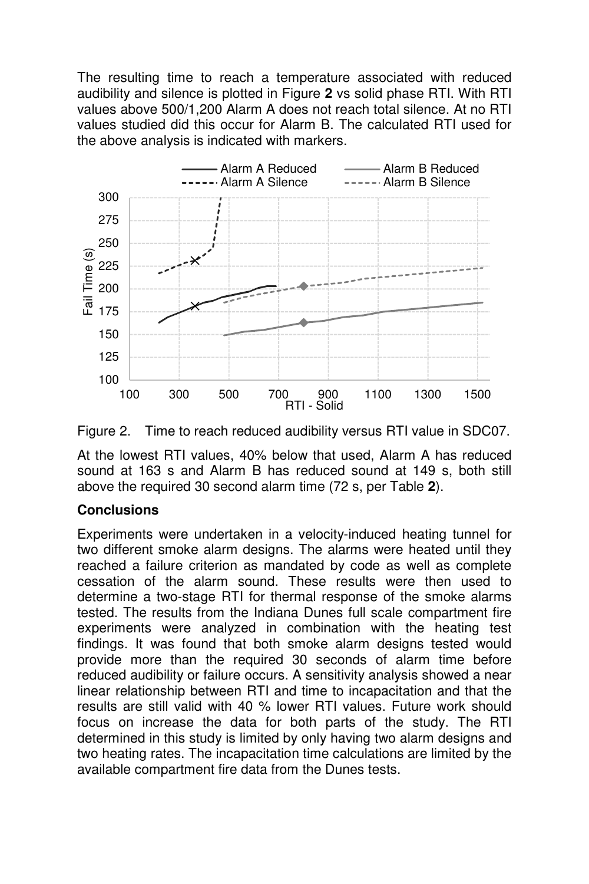The resulting time to reach a temperature associated with reduced audibility and silence is plotted in Figure **2** vs solid phase RTI. With RTI values above 500/1,200 Alarm A does not reach total silence. At no RTI values studied did this occur for Alarm B. The calculated RTI used for the above analysis is indicated with markers.

Figure 2. Time to reach reduced audibility versus RTI value in SDC07.

At the lowest RTI values, 40% below that used, Alarm A has reduced sound at 163 s and Alarm B has reduced sound at 149 s, both still above the required 30 second alarm time (72 s, per Table **2**).

## Conclusions

Experiments were undertaken in a velocity-induced heating tunnel for two different smoke alarm designs. The alarms were heated until they reached a failure criterion as mandated by code as well as complete cessation of the alarm sound. These results were then used to determine a two-stage RTI for thermal response of the smoke alarms tested. The results from the Indiana Dunes full scale compartment fire experiments were analyzed in combination with the heating test findings. It was found that both smoke alarm designs tested would provide more than the required 30 seconds of alarm time before reduced audibility or failure occurs. A sensitivity analysis showed a near linear relationship between RTI and time to incapacitation and that the results are still valid with 40 % lower RTI values. Future work should focus on increase the data for both parts of the study. The RTI determined in this study is limited by only having two alarm designs and two heating rates. The incapacitation time calculations are limited by the available compartment fire data from the Dunes tests.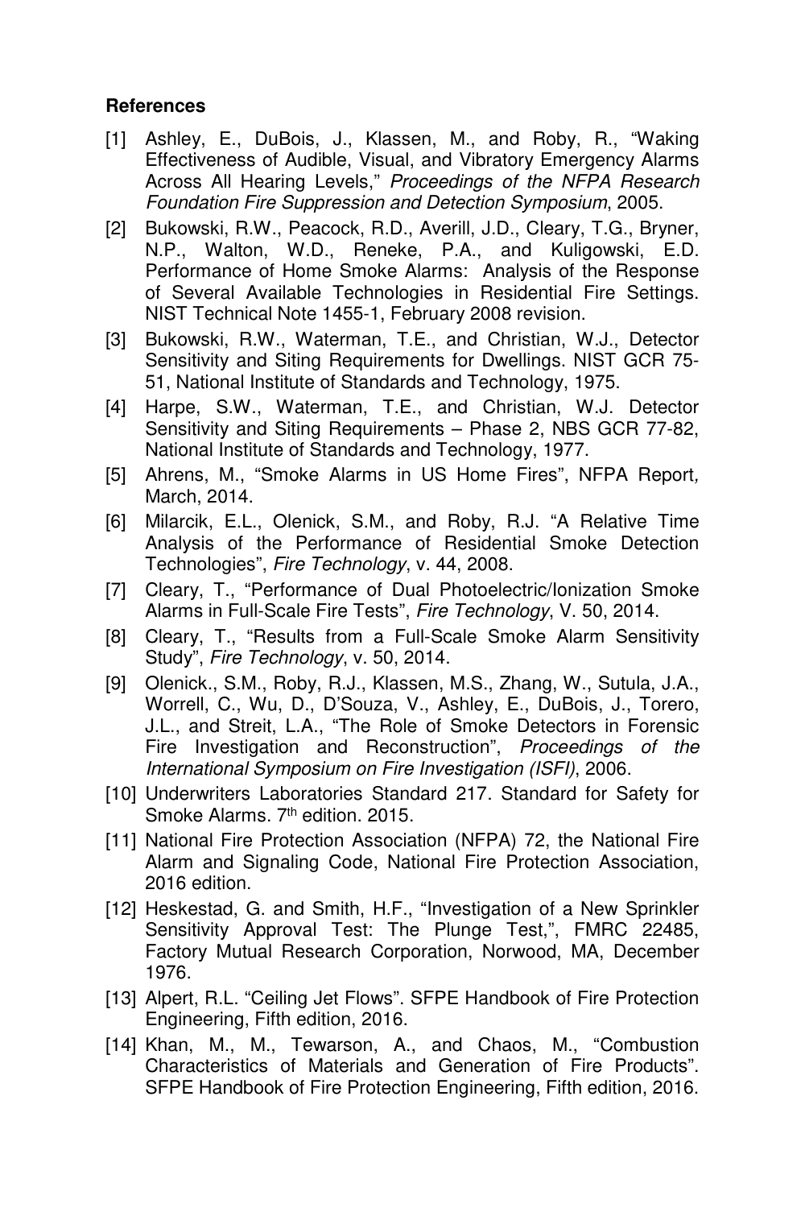**References**

[1] Ashley, E., DuBois, J., Klassen, M., and Roby, R., "Waking Effectiveness of Audible, Visual, and Vibratory Emergency Alarms Across All Hearing Levels," *Proceedings of the NFPA Research Foundation Fire Suppression and Detection Symposium*, 2005.

[2] Bukowski, R.W., Peacock, R.D., Averill, J.D., Cleary, T.G., Bryner, N.P., Walton, W.D., Reneke, P.A., and Kuligowski, E.D. Performance of Home Smoke Alarms: Analysis of the Response of Several Available Technologies in Residential Fire Settings. NIST Technical Note 1455-1, February 2008 revision.

[3] Bukowski, R.W., Waterman, T.E., and Christian, W.J., Detector Sensitivity and Siting Requirements for Dwellings. NIST GCR 75-51, National Institute of Standards and Technology, 1975.

[4] Harpe, S.W., Waterman, T.E., and Christian, W.J. Detector Sensitivity and Siting Requirements – Phase 2, NBS GCR 77-82, National Institute of Standards and Technology, 1977.

[5] Ahrens, M., "Smoke Alarms in US Home Fires", NFPA Report*,* March, 2014.

[6] Milarcik, E.L., Olenick, S.M., and Roby, R.J. "A Relative Time Analysis of the Performance of Residential Smoke Detection Technologies", *Fire Technology*, v. 44, 2008.

[7] Cleary, T., "Performance of Dual Photoelectric/Ionization Smoke Alarms in Full-Scale Fire Tests", *Fire Technology*, V. 50, 2014.

[8] Cleary, T., "Results from a Full-Scale Smoke Alarm Sensitivity Study", *Fire Technology*, v. 50, 2014.

[9] Olenick., S.M., Roby, R.J., Klassen, M.S., Zhang, W., Sutula, J.A., Worrell, C., Wu, D., D'Souza, V., Ashley, E., DuBois, J., Torero, J.L., and Streit, L.A., "The Role of Smoke Detectors in Forensic Fire Investigation and Reconstruction", *Proceedings of the International Symposium on Fire Investigation (ISFI)*, 2006.

[10] Underwriters Laboratories Standard 217. Standard for Safety for Smoke Alarms. 7th edition. 2015.

[11] National Fire Protection Association (NFPA) 72, the National Fire Alarm and Signaling Code, National Fire Protection Association, 2016 edition.

[12] Heskestad, G. and Smith, H.F., "Investigation of a New Sprinkler Sensitivity Approval Test: The Plunge Test,", FMRC 22485, Factory Mutual Research Corporation, Norwood, MA, December 1976.

[13] Alpert, R.L. "Ceiling Jet Flows". SFPE Handbook of Fire Protection Engineering, Fifth edition, 2016.

[14] Khan, M., M., Tewarson, A., and Chaos, M., "Combustion Characteristics of Materials and Generation of Fire Products". SFPE Handbook of Fire Protection Engineering, Fifth edition, 2016.